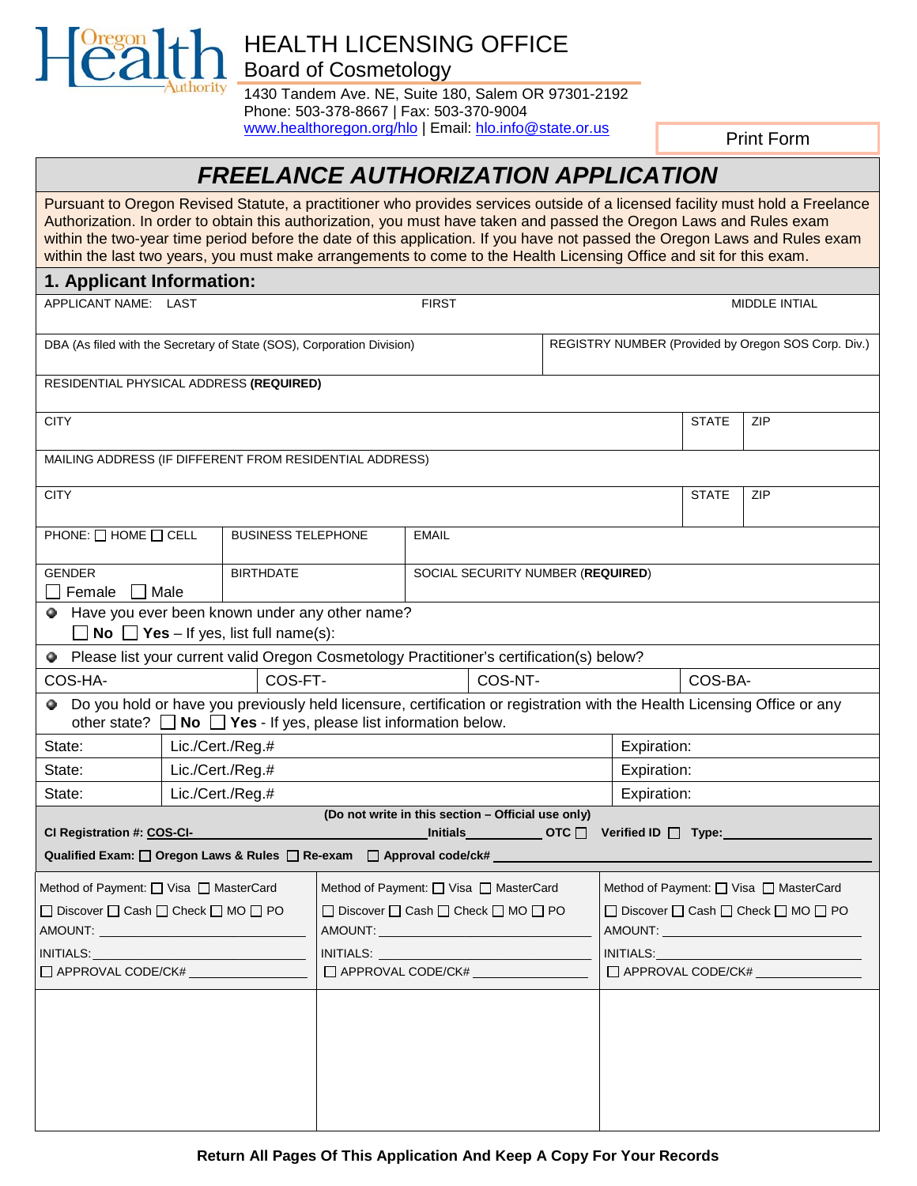# HEALTH LICENSING OFFICE

Board of Cosmetology

1430 Tandem Ave. NE, Suite 180, Salem OR 97301-2192
Phone: 503-378-8667 | Fax: 503-370-9004
www.healthoregon.org/hlo | Email: hlo.info@state.or.us

Print Form

## *FREELANCE AUTHORIZATION APPLICATION*

Pursuant to Oregon Revised Statute, a practitioner who provides services outside of a licensed facility must hold a Freelance Authorization. In order to obtain this authorization, you must have taken and passed the Oregon Laws and Rules exam within the two-year time period before the date of this application. If you have not passed the Oregon Laws and Rules exam within the last two years, you must make arrangements to come to the Health Licensing Office and sit for this exam.

## 1. Applicant Information:

| APPLICANT NAME: LAST | FIRST | MIDDLE INTIAL |
|---|---|---|
| | | |

| DBA (As filed with the Secretary of State (SOS), Corporation Division) | REGISTRY NUMBER (Provided by Oregon SOS Corp. Div.) |
|---|---|
| | |

RESIDENTIAL PHYSICAL ADDRESS **(REQUIRED)**

| CITY | STATE | ZIP |
|---|---|---|
| | | |

MAILING ADDRESS (IF DIFFERENT FROM RESIDENTIAL ADDRESS)

| CITY | STATE | ZIP |
|---|---|---|
| | | |

| PHONE: ☐ HOME ☐ CELL | BUSINESS TELEPHONE | EMAIL |
|---|---|---|
| | | |

| GENDER ☐ Female ☐ Male | BIRTHDATE | SOCIAL SECURITY NUMBER (**REQUIRED**) |
|---|---|---|
| | | |

- Have you ever been known under any other name?
  ☐ **No** ☐ **Yes** – If yes, list full name(s):

- Please list your current valid Oregon Cosmetology Practitioner's certification(s) below?

| COS-HA- | COS-FT- | COS-NT- | COS-BA- |
|---|---|---|---|

- Do you hold or have you previously held licensure, certification or registration with the Health Licensing Office or any other state? ☐ **No** ☐ **Yes** - If yes, please list information below.

| State: | Lic./Cert./Reg.# | Expiration: |
|---|---|---|
| State: | Lic./Cert./Reg.# | Expiration: |
| State: | Lic./Cert./Reg.# | Expiration: |

**(Do not write in this section – Official use only)**

**CI Registration #: COS-CI-**\_\_\_\_\_\_\_\_\_\_ **Initials**\_\_\_\_\_\_ **OTC** ☐ **Verified ID** ☐ **Type:**\_\_\_\_\_\_\_\_\_\_

**Qualified Exam:** ☐ **Oregon Laws & Rules** ☐ **Re-exam** ☐ **Approval code/ck#** \_\_\_\_\_\_\_\_\_\_

| Method of Payment: ☐ Visa ☐ MasterCard ☐ Discover ☐ Cash ☐ Check ☐ MO ☐ PO | Method of Payment: ☐ Visa ☐ MasterCard ☐ Discover ☐ Cash ☐ Check ☐ MO ☐ PO | Method of Payment: ☐ Visa ☐ MasterCard ☐ Discover ☐ Cash ☐ Check ☐ MO ☐ PO |
|---|---|---|
| AMOUNT: | AMOUNT: | AMOUNT: |
| INITIALS: | INITIALS: | INITIALS: |
| ☐ APPROVAL CODE/CK# | ☐ APPROVAL CODE/CK# | ☐ APPROVAL CODE/CK# |

**Return All Pages Of This Application And Keep A Copy For Your Records**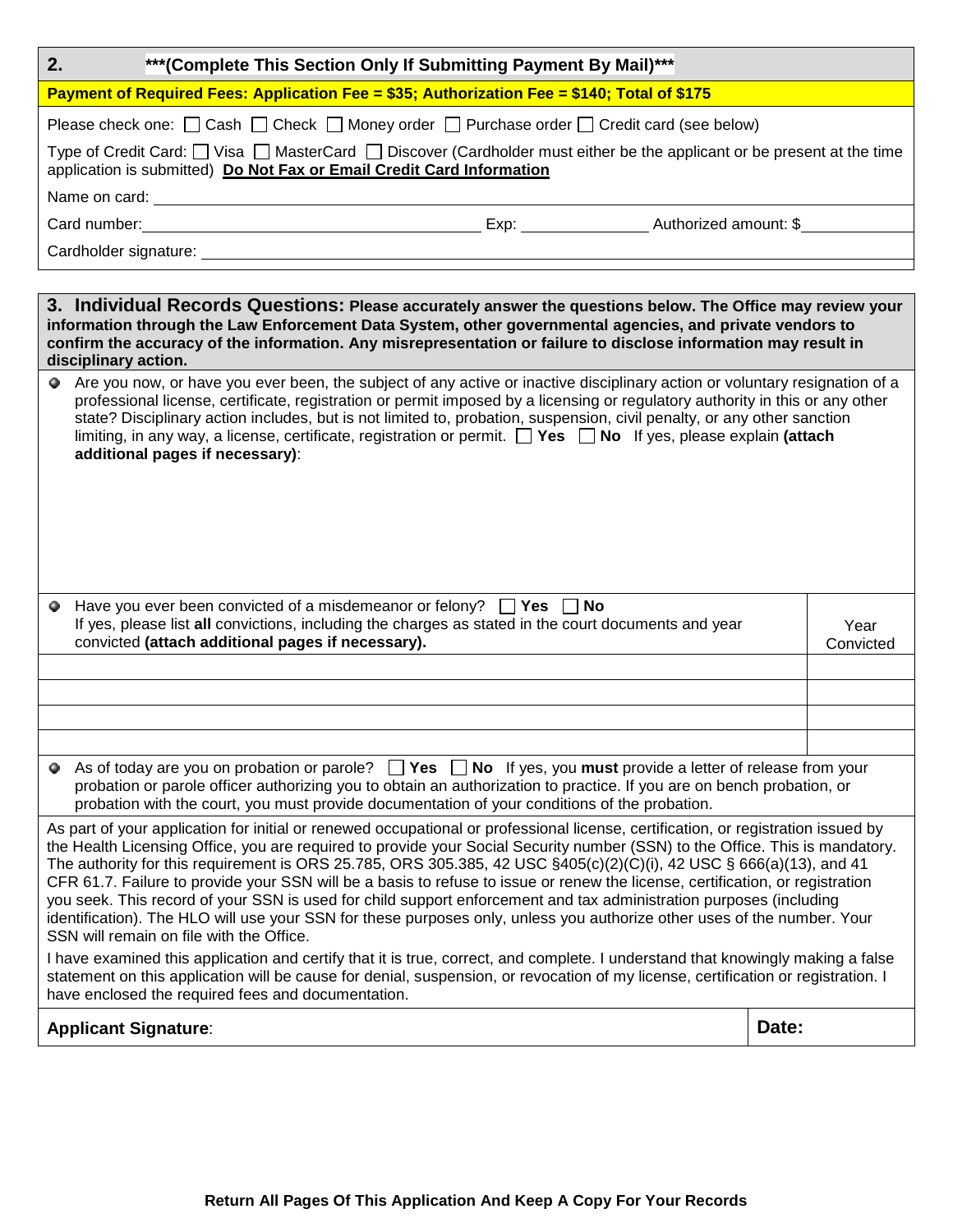## 2. ***(Complete This Section Only If Submitting Payment By Mail)***

**Payment of Required Fees: Application Fee = $35; Authorization Fee = $140; Total of $175**

Please check one: ☐ Cash ☐ Check ☐ Money order ☐ Purchase order ☐ Credit card (see below)

Type of Credit Card: ☐ Visa ☐ MasterCard ☐ Discover (Cardholder must either be the applicant or be present at the time application is submitted) **Do Not Fax or Email Credit Card Information**

Name on card: ______________________________

Card number: ______________________ Exp: ____________ Authorized amount: $__________

Cardholder signature: ______________________________

## 3. Individual Records Questions: **Please accurately answer the questions below. The Office may review your information through the Law Enforcement Data System, other governmental agencies, and private vendors to confirm the accuracy of the information. Any misrepresentation or failure to disclose information may result in disciplinary action.**

- Are you now, or have you ever been, the subject of any active or inactive disciplinary action or voluntary resignation of a professional license, certificate, registration or permit imposed by a licensing or regulatory authority in this or any other state? Disciplinary action includes, but is not limited to, probation, suspension, civil penalty, or any other sanction limiting, in any way, a license, certificate, registration or permit. ☐ **Yes** ☐ **No** If yes, please explain **(attach additional pages if necessary)**:

- Have you ever been convicted of a misdemeanor or felony? ☐ **Yes** ☐ **No**
  If yes, please list **all** convictions, including the charges as stated in the court documents and year convicted **(attach additional pages if necessary).**

| Conviction | Year Convicted |
| --- | --- |
| | |
| | |
| | |
| | |

- As of today are you on probation or parole? ☐ **Yes** ☐ **No** If yes, you **must** provide a letter of release from your probation or parole officer authorizing you to obtain an authorization to practice. If you are on bench probation, or probation with the court, you must provide documentation of your conditions of the probation.

As part of your application for initial or renewed occupational or professional license, certification, or registration issued by the Health Licensing Office, you are required to provide your Social Security number (SSN) to the Office. This is mandatory. The authority for this requirement is ORS 25.785, ORS 305.385, 42 USC §405(c)(2)(C)(i), 42 USC § 666(a)(13), and 41 CFR 61.7. Failure to provide your SSN will be a basis to refuse to issue or renew the license, certification, or registration you seek. This record of your SSN is used for child support enforcement and tax administration purposes (including identification). The HLO will use your SSN for these purposes only, unless you authorize other uses of the number. Your SSN will remain on file with the Office.

I have examined this application and certify that it is true, correct, and complete. I understand that knowingly making a false statement on this application will be cause for denial, suspension, or revocation of my license, certification or registration. I have enclosed the required fees and documentation.

**Applicant Signature**: ______________________________ **Date:** __________

**Return All Pages Of This Application And Keep A Copy For Your Records**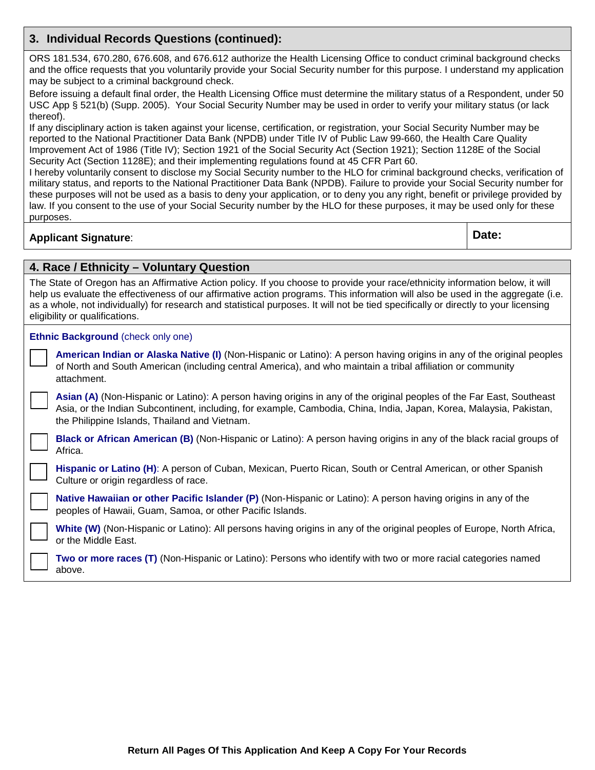## 3. Individual Records Questions (continued):

ORS 181.534, 670.280, 676.608, and 676.612 authorize the Health Licensing Office to conduct criminal background checks and the office requests that you voluntarily provide your Social Security number for this purpose. I understand my application may be subject to a criminal background check.

Before issuing a default final order, the Health Licensing Office must determine the military status of a Respondent, under 50 USC App § 521(b) (Supp. 2005). Your Social Security Number may be used in order to verify your military status (or lack thereof).

If any disciplinary action is taken against your license, certification, or registration, your Social Security Number may be reported to the National Practitioner Data Bank (NPDB) under Title IV of Public Law 99-660, the Health Care Quality Improvement Act of 1986 (Title IV); Section 1921 of the Social Security Act (Section 1921); Section 1128E of the Social Security Act (Section 1128E); and their implementing regulations found at 45 CFR Part 60.

I hereby voluntarily consent to disclose my Social Security number to the HLO for criminal background checks, verification of military status, and reports to the National Practitioner Data Bank (NPDB). Failure to provide your Social Security number for these purposes will not be used as a basis to deny your application, or to deny you any right, benefit or privilege provided by law. If you consent to the use of your Social Security number by the HLO for these purposes, it may be used only for these purposes.

| **Applicant Signature**: | **Date:** |
|---|---|

## 4. Race / Ethnicity – Voluntary Question

The State of Oregon has an Affirmative Action policy. If you choose to provide your race/ethnicity information below, it will help us evaluate the effectiveness of our affirmative action programs. This information will also be used in the aggregate (i.e. as a whole, not individually) for research and statistical purposes. It will not be tied specifically or directly to your licensing eligibility or qualifications.

**Ethnic Background** (check only one)

- ☐ **American Indian or Alaska Native (I)** (Non-Hispanic or Latino): A person having origins in any of the original peoples of North and South American (including central America), and who maintain a tribal affiliation or community attachment.
- ☐ **Asian (A)** (Non-Hispanic or Latino): A person having origins in any of the original peoples of the Far East, Southeast Asia, or the Indian Subcontinent, including, for example, Cambodia, China, India, Japan, Korea, Malaysia, Pakistan, the Philippine Islands, Thailand and Vietnam.
- ☐ **Black or African American (B)** (Non-Hispanic or Latino): A person having origins in any of the black racial groups of Africa.
- ☐ **Hispanic or Latino (H)**: A person of Cuban, Mexican, Puerto Rican, South or Central American, or other Spanish Culture or origin regardless of race.
- ☐ **Native Hawaiian or other Pacific Islander (P)** (Non-Hispanic or Latino): A person having origins in any of the peoples of Hawaii, Guam, Samoa, or other Pacific Islands.
- ☐ **White (W)** (Non-Hispanic or Latino): All persons having origins in any of the original peoples of Europe, North Africa, or the Middle East.
- ☐ **Two or more races (T)** (Non-Hispanic or Latino): Persons who identify with two or more racial categories named above.

**Return All Pages Of This Application And Keep A Copy For Your Records**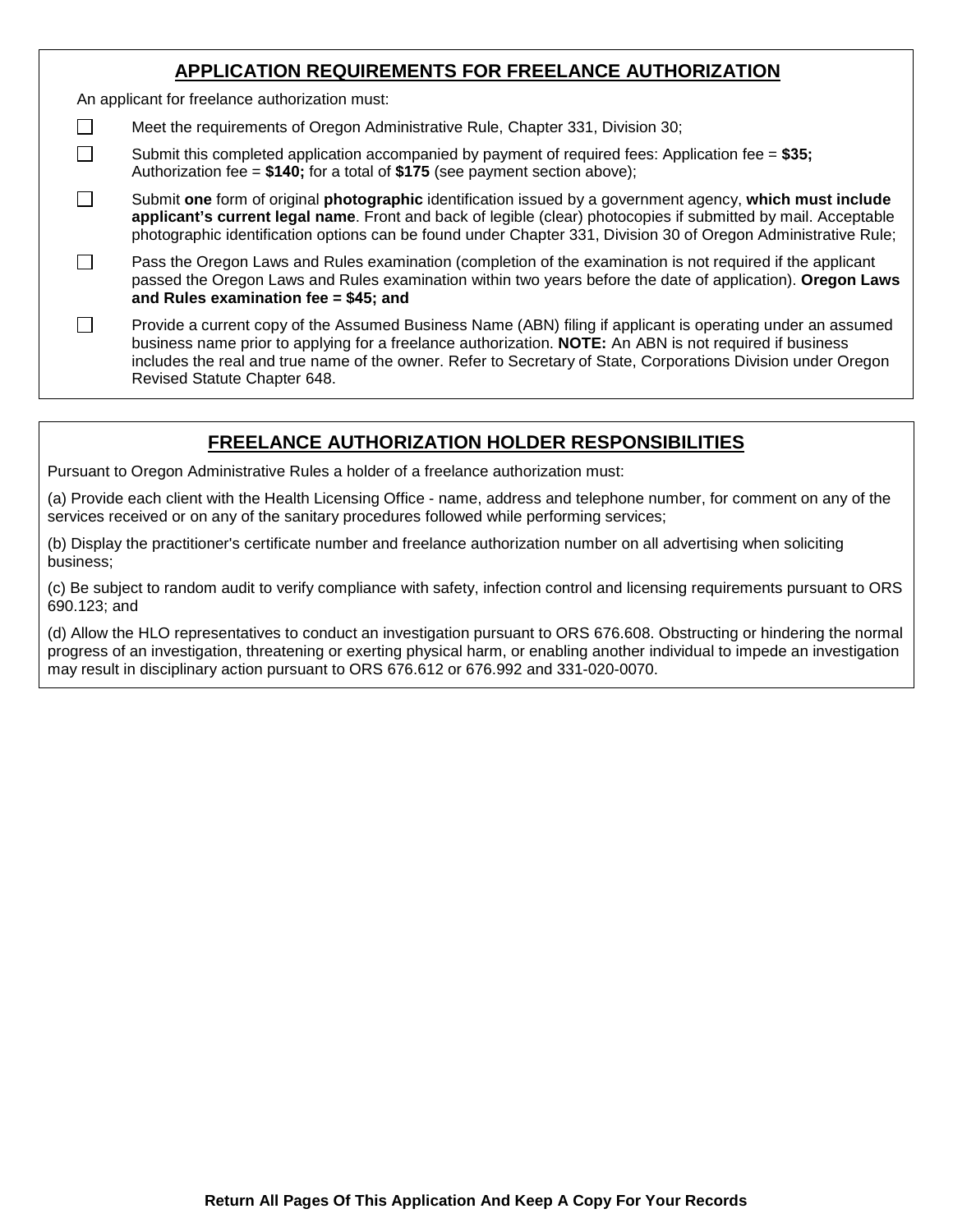## APPLICATION REQUIREMENTS FOR FREELANCE AUTHORIZATION

An applicant for freelance authorization must:

- ☐ Meet the requirements of Oregon Administrative Rule, Chapter 331, Division 30;
- ☐ Submit this completed application accompanied by payment of required fees: Application fee = **$35;** Authorization fee = **$140;** for a total of **$175** (see payment section above);
- ☐ Submit **one** form of original **photographic** identification issued by a government agency, **which must include applicant's current legal name**. Front and back of legible (clear) photocopies if submitted by mail. Acceptable photographic identification options can be found under Chapter 331, Division 30 of Oregon Administrative Rule;
- ☐ Pass the Oregon Laws and Rules examination (completion of the examination is not required if the applicant passed the Oregon Laws and Rules examination within two years before the date of application). **Oregon Laws and Rules examination fee = $45; and**
- ☐ Provide a current copy of the Assumed Business Name (ABN) filing if applicant is operating under an assumed business name prior to applying for a freelance authorization. **NOTE:** An ABN is not required if business includes the real and true name of the owner. Refer to Secretary of State, Corporations Division under Oregon Revised Statute Chapter 648.

## FREELANCE AUTHORIZATION HOLDER RESPONSIBILITIES

Pursuant to Oregon Administrative Rules a holder of a freelance authorization must:

(a) Provide each client with the Health Licensing Office - name, address and telephone number, for comment on any of the services received or on any of the sanitary procedures followed while performing services;

(b) Display the practitioner's certificate number and freelance authorization number on all advertising when soliciting business;

(c) Be subject to random audit to verify compliance with safety, infection control and licensing requirements pursuant to ORS 690.123; and

(d) Allow the HLO representatives to conduct an investigation pursuant to ORS 676.608. Obstructing or hindering the normal progress of an investigation, threatening or exerting physical harm, or enabling another individual to impede an investigation may result in disciplinary action pursuant to ORS 676.612 or 676.992 and 331-020-0070.

**Return All Pages Of This Application And Keep A Copy For Your Records**